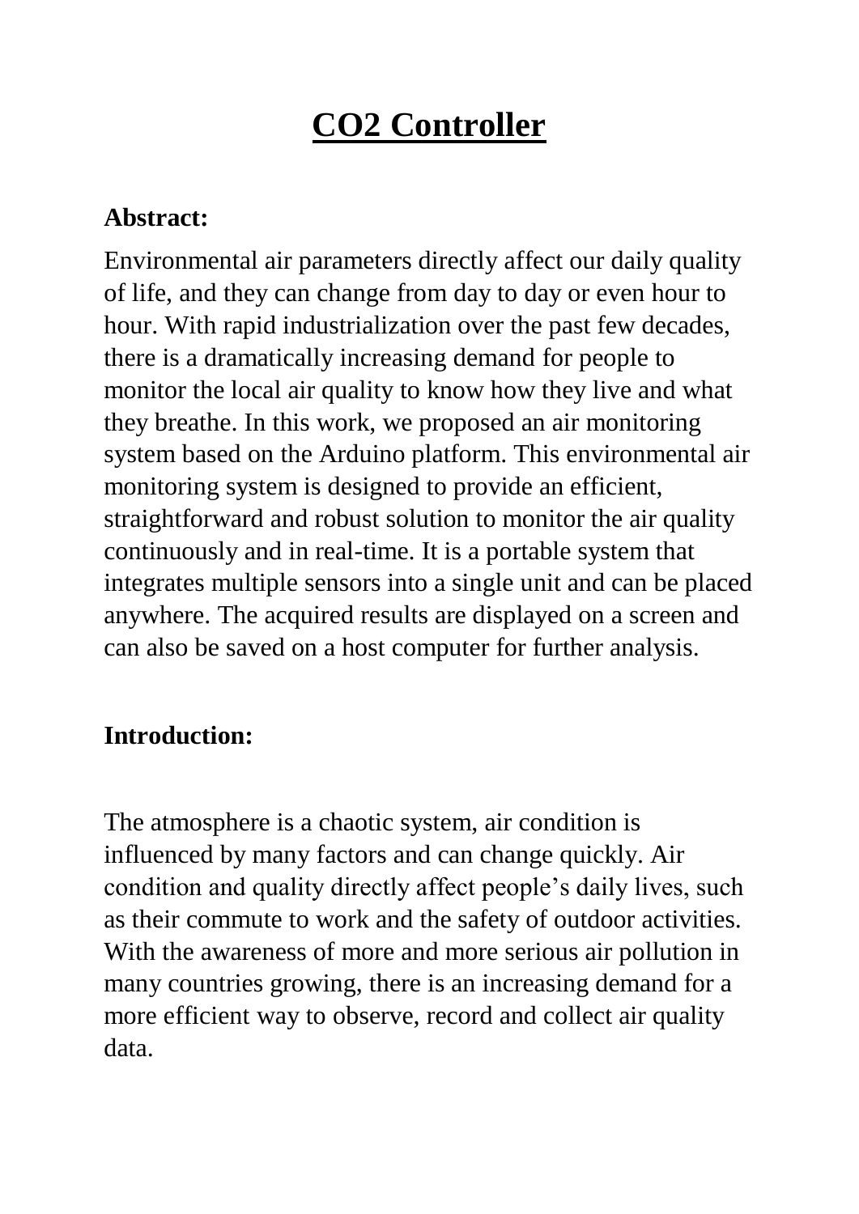# CO2 Controller

**Abstract:**

Environmental air parameters directly affect our daily quality of life, and they can change from day to day or even hour to hour. With rapid industrialization over the past few decades, there is a dramatically increasing demand for people to monitor the local air quality to know how they live and what they breathe. In this work, we proposed an air monitoring system based on the Arduino platform. This environmental air monitoring system is designed to provide an efficient, straightforward and robust solution to monitor the air quality continuously and in real-time. It is a portable system that integrates multiple sensors into a single unit and can be placed anywhere. The acquired results are displayed on a screen and can also be saved on a host computer for further analysis.

**Introduction:**

The atmosphere is a chaotic system, air condition is influenced by many factors and can change quickly. Air condition and quality directly affect people's daily lives, such as their commute to work and the safety of outdoor activities. With the awareness of more and more serious air pollution in many countries growing, there is an increasing demand for a more efficient way to observe, record and collect air quality data.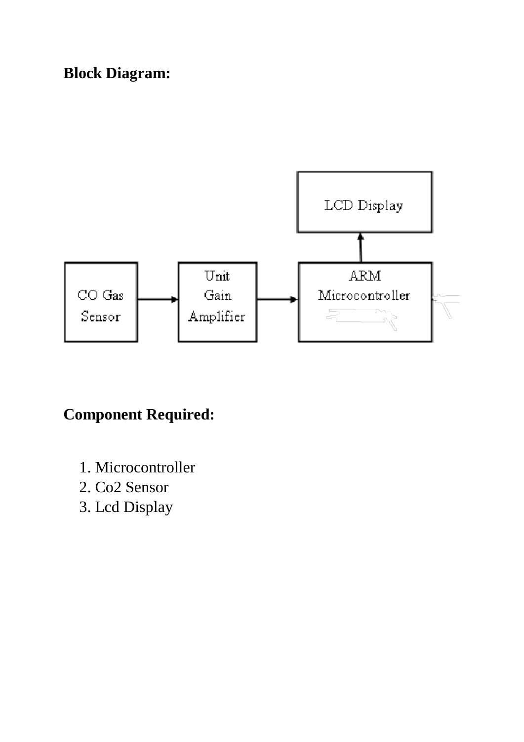**Block Diagram:**

LCD Display

CO Gas Sensor

Unit Gain Amplifier

ARM Microcontroller

**Component Required:**

1. Microcontroller
2. Co2 Sensor
3. Lcd Display